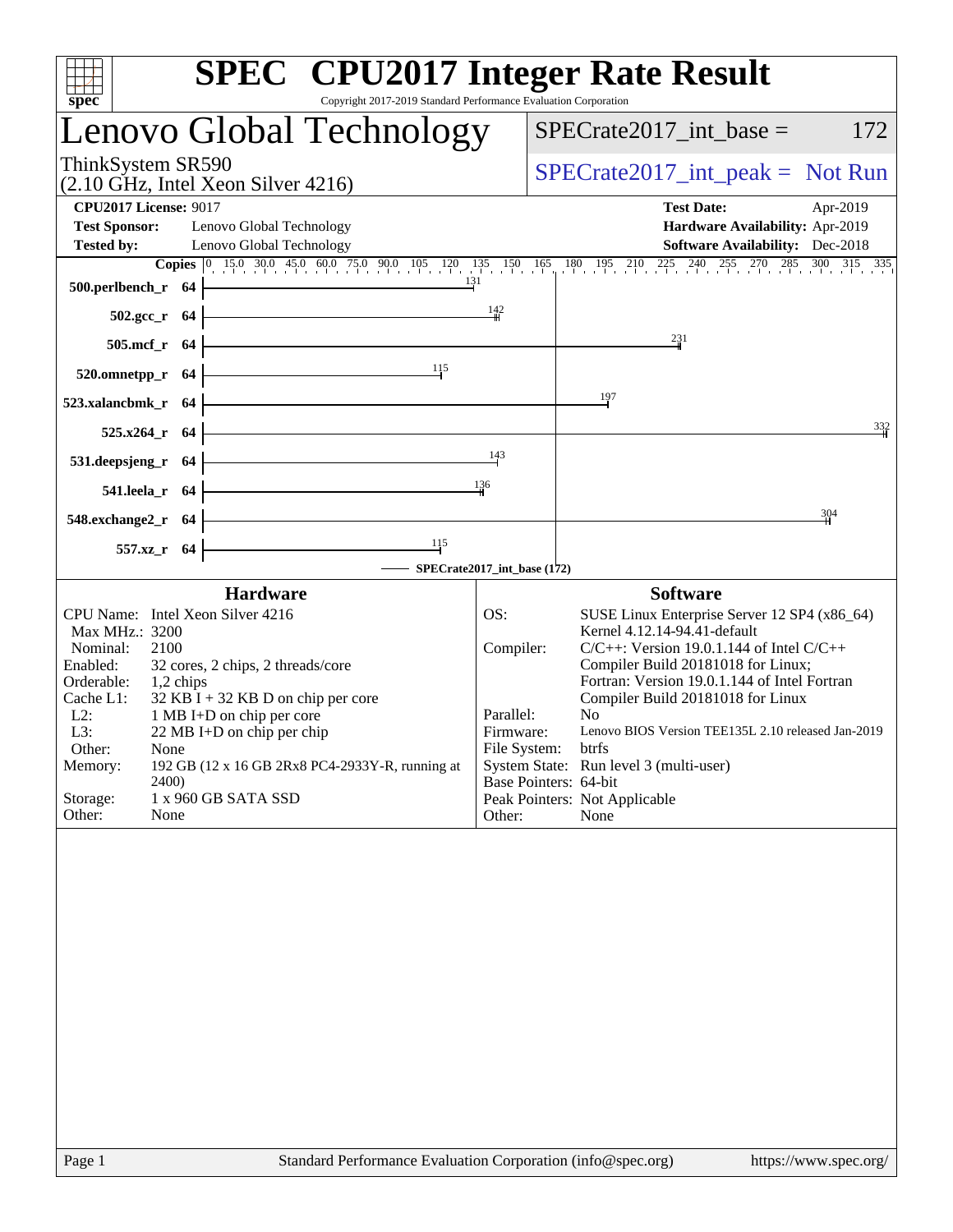# SPEC CPU2017 Integer Rate Result

Copyright 2017-2019 Standard Performance Evaluation Corporation

## Lenovo Global Technology

ThinkSystem SR590
(2.10 GHz, Intel Xeon Silver 4216)

SPECrate2017_int_base = 172

SPECrate2017_int_peak = Not Run

**CPU2017 License:** 9017
**Test Sponsor:** Lenovo Global Technology
**Tested by:** Lenovo Global Technology

**Test Date:** Apr-2019
**Hardware Availability:** Apr-2019
**Software Availability:** Dec-2018

| Benchmark | Copies | SPECrate2017_int_base |
|---|---|---|
| 500.perlbench_r | 64 | 131 |
| 502.gcc_r | 64 | 142 |
| 505.mcf_r | 64 | 231 |
| 520.omnetpp_r | 64 | 115 |
| 523.xalancbmk_r | 64 | 197 |
| 525.x264_r | 64 | 332 |
| 531.deepsjeng_r | 64 | 143 |
| 541.leela_r | 64 | 136 |
| 548.exchange2_r | 64 | 304 |
| 557.xz_r | 64 | 115 |

SPECrate2017_int_base (172)

### Hardware

| | |
|---|---|
| CPU Name: | Intel Xeon Silver 4216 |
| Max MHz.: | 3200 |
| Nominal: | 2100 |
| Enabled: | 32 cores, 2 chips, 2 threads/core |
| Orderable: | 1,2 chips |
| Cache L1: | 32 KB I + 32 KB D on chip per core |
| L2: | 1 MB I+D on chip per core |
| L3: | 22 MB I+D on chip per chip |
| Other: | None |
| Memory: | 192 GB (12 x 16 GB 2Rx8 PC4-2933Y-R, running at 2400) |
| Storage: | 1 x 960 GB SATA SSD |
| Other: | None |

### Software

| | |
|---|---|
| OS: | SUSE Linux Enterprise Server 12 SP4 (x86_64) Kernel 4.12.14-94.41-default |
| Compiler: | C/C++: Version 19.0.1.144 of Intel C/C++ Compiler Build 20181018 for Linux; Fortran: Version 19.0.1.144 of Intel Fortran Compiler Build 20181018 for Linux |
| Parallel: | No |
| Firmware: | Lenovo BIOS Version TEE135L 2.10 released Jan-2019 |
| File System: | btrfs |
| System State: | Run level 3 (multi-user) |
| Base Pointers: | 64-bit |
| Peak Pointers: | Not Applicable |
| Other: | None |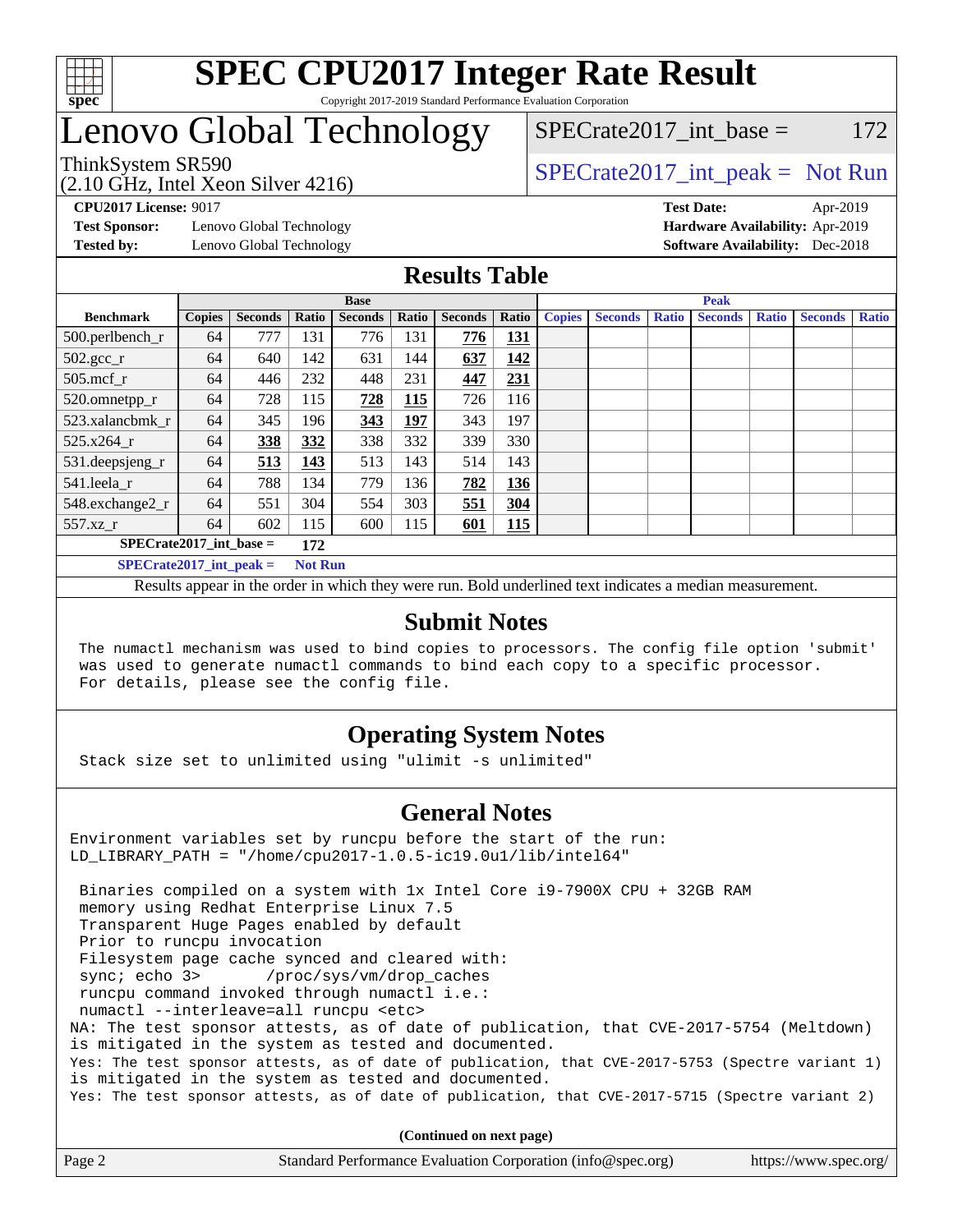# SPEC CPU2017 Integer Rate Result

Copyright 2017-2019 Standard Performance Evaluation Corporation

# Lenovo Global Technology

ThinkSystem SR590
(2.10 GHz, Intel Xeon Silver 4216)

SPECrate2017_int_base = 172

SPECrate2017_int_peak = Not Run

**CPU2017 License:** 9017
**Test Sponsor:** Lenovo Global Technology
**Tested by:** Lenovo Global Technology

**Test Date:** Apr-2019
**Hardware Availability:** Apr-2019
**Software Availability:** Dec-2018

## Results Table

| Benchmark | Base | | | | | | | Peak | | | | | | |
|---|---|---|---|---|---|---|---|---|---|---|---|---|---|---|
| | Copies | Seconds | Ratio | Seconds | Ratio | Seconds | Ratio | Copies | Seconds | Ratio | Seconds | Ratio | Seconds | Ratio |
| 500.perlbench_r | 64 | 777 | 131 | 776 | 131 | **776** | **131** | | | | | | | |
| 502.gcc_r | 64 | 640 | 142 | 631 | 144 | **637** | **142** | | | | | | | |
| 505.mcf_r | 64 | 446 | 232 | 448 | 231 | **447** | **231** | | | | | | | |
| 520.omnetpp_r | 64 | 728 | 115 | **728** | **115** | 726 | 116 | | | | | | | |
| 523.xalancbmk_r | 64 | 345 | 196 | **343** | **197** | 343 | 197 | | | | | | | |
| 525.x264_r | 64 | **338** | **332** | 338 | 332 | 339 | 330 | | | | | | | |
| 531.deepsjeng_r | 64 | **513** | **143** | 513 | 143 | 514 | 143 | | | | | | | |
| 541.leela_r | 64 | 788 | 134 | 779 | 136 | **782** | **136** | | | | | | | |
| 548.exchange2_r | 64 | 551 | 304 | 554 | 303 | **551** | **304** | | | | | | | |
| 557.xz_r | 64 | 602 | 115 | 600 | 115 | **601** | **115** | | | | | | | |

**SPECrate2017_int_base = 172**

**SPECrate2017_int_peak = Not Run**

Results appear in the order in which they were run. Bold underlined text indicates a median measurement.

## Submit Notes

```
The numactl mechanism was used to bind copies to processors. The config file option 'submit'
was used to generate numactl commands to bind each copy to a specific processor.
For details, please see the config file.
```

## Operating System Notes

```
Stack size set to unlimited using "ulimit -s unlimited"
```

## General Notes

```
Environment variables set by runcpu before the start of the run:
LD_LIBRARY_PATH = "/home/cpu2017-1.0.5-ic19.0u1/lib/intel64"

 Binaries compiled on a system with 1x Intel Core i9-7900X CPU + 32GB RAM
 memory using Redhat Enterprise Linux 7.5
 Transparent Huge Pages enabled by default
 Prior to runcpu invocation
 Filesystem page cache synced and cleared with:
 sync; echo 3>       /proc/sys/vm/drop_caches
 runcpu command invoked through numactl i.e.:
 numactl --interleave=all runcpu <etc>
NA: The test sponsor attests, as of date of publication, that CVE-2017-5754 (Meltdown)
is mitigated in the system as tested and documented.
Yes: The test sponsor attests, as of date of publication, that CVE-2017-5753 (Spectre variant 1)
is mitigated in the system as tested and documented.
Yes: The test sponsor attests, as of date of publication, that CVE-2017-5715 (Spectre variant 2)
```

**(Continued on next page)**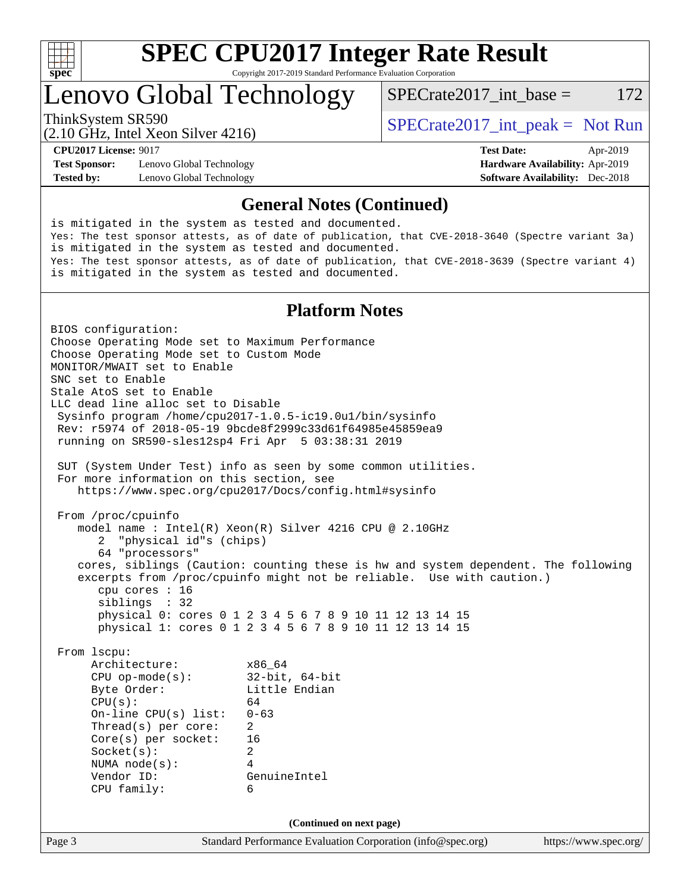## General Notes (Continued)

```
is mitigated in the system as tested and documented.
Yes: The test sponsor attests, as of date of publication, that CVE-2018-3640 (Spectre variant 3a)
is mitigated in the system as tested and documented.
Yes: The test sponsor attests, as of date of publication, that CVE-2018-3639 (Spectre variant 4)
is mitigated in the system as tested and documented.
```

## Platform Notes

```
BIOS configuration:
Choose Operating Mode set to Maximum Performance
Choose Operating Mode set to Custom Mode
MONITOR/MWAIT set to Enable
SNC set to Enable
Stale AtoS set to Enable
LLC dead line alloc set to Disable
 Sysinfo program /home/cpu2017-1.0.5-ic19.0u1/bin/sysinfo
 Rev: r5974 of 2018-05-19 9bcde8f2999c33d61f64985e45859ea9
 running on SR590-sles12sp4 Fri Apr  5 03:38:31 2019

 SUT (System Under Test) info as seen by some common utilities.
 For more information on this section, see
    https://www.spec.org/cpu2017/Docs/config.html#sysinfo

 From /proc/cpuinfo
    model name : Intel(R) Xeon(R) Silver 4216 CPU @ 2.10GHz
       2  "physical id"s (chips)
       64 "processors"
    cores, siblings (Caution: counting these is hw and system dependent. The following
    excerpts from /proc/cpuinfo might not be reliable.  Use with caution.)
       cpu cores : 16
       siblings  : 32
       physical 0: cores 0 1 2 3 4 5 6 7 8 9 10 11 12 13 14 15
       physical 1: cores 0 1 2 3 4 5 6 7 8 9 10 11 12 13 14 15

 From lscpu:
      Architecture:          x86_64
      CPU op-mode(s):        32-bit, 64-bit
      Byte Order:            Little Endian
      CPU(s):                64
      On-line CPU(s) list:   0-63
      Thread(s) per core:    2
      Core(s) per socket:    16
      Socket(s):             2
      NUMA node(s):          4
      Vendor ID:             GenuineIntel
      CPU family:            6
```

**(Continued on next page)**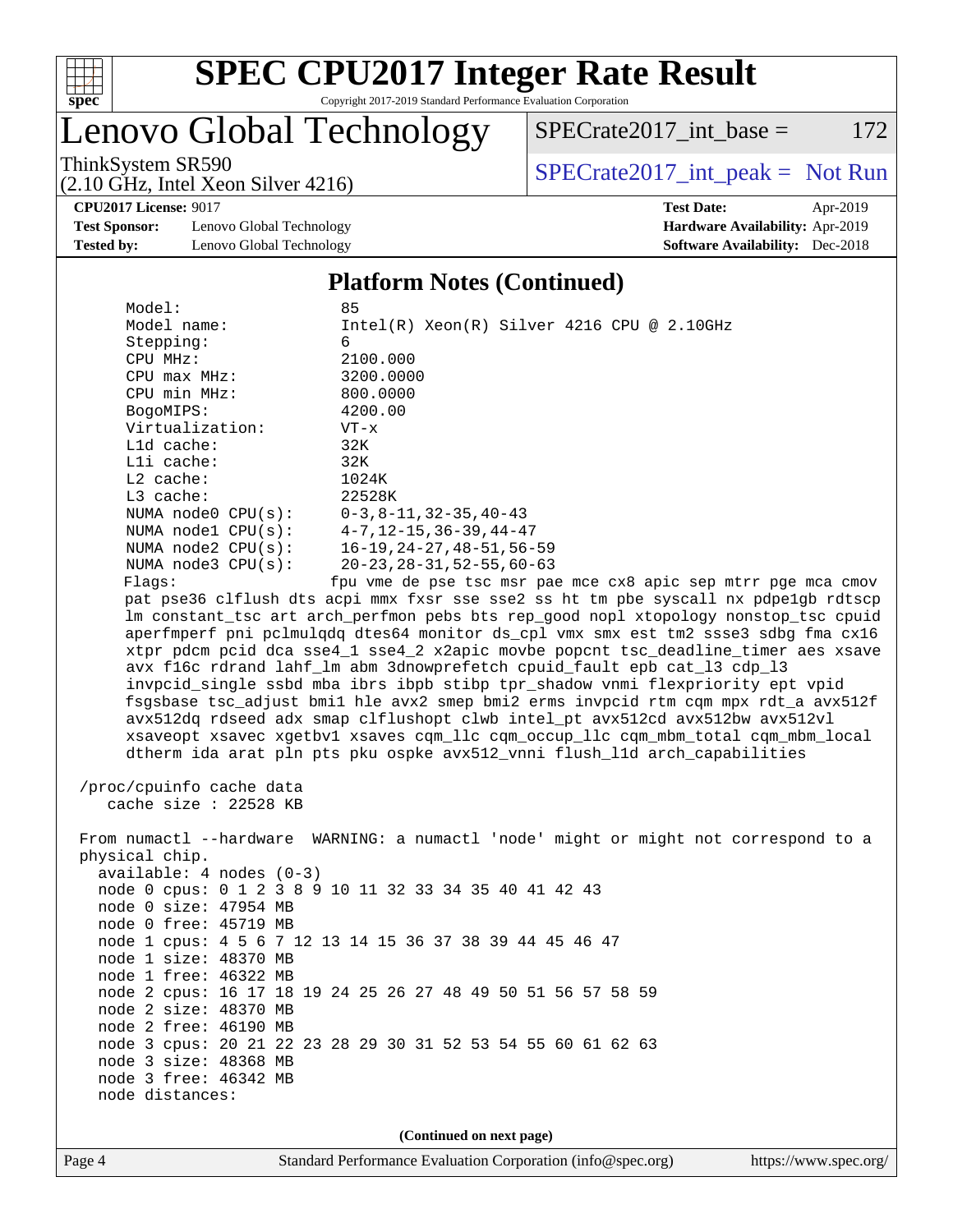## Platform Notes (Continued)

```
     Model:                 85
     Model name:            Intel(R) Xeon(R) Silver 4216 CPU @ 2.10GHz
     Stepping:              6
     CPU MHz:               2100.000
     CPU max MHz:           3200.0000
     CPU min MHz:           800.0000
     BogoMIPS:              4200.00
     Virtualization:        VT-x
     L1d cache:             32K
     L1i cache:             32K
     L2 cache:              1024K
     L3 cache:              22528K
     NUMA node0 CPU(s):     0-3,8-11,32-35,40-43
     NUMA node1 CPU(s):     4-7,12-15,36-39,44-47
     NUMA node2 CPU(s):     16-19,24-27,48-51,56-59
     NUMA node3 CPU(s):     20-23,28-31,52-55,60-63
     Flags:                 fpu vme de pse tsc msr pae mce cx8 apic sep mtrr pge mca cmov
     pat pse36 clflush dts acpi mmx fxsr sse sse2 ss ht tm pbe syscall nx pdpe1gb rdtscp
     lm constant_tsc art arch_perfmon pebs bts rep_good nopl xtopology nonstop_tsc cpuid
     aperfmperf pni pclmulqdq dtes64 monitor ds_cpl vmx smx est tm2 ssse3 sdbg fma cx16
     xtpr pdcm pcid dca sse4_1 sse4_2 x2apic movbe popcnt tsc_deadline_timer aes xsave
     avx f16c rdrand lahf_lm abm 3dnowprefetch cpuid_fault epb cat_l3 cdp_l3
     invpcid_single ssbd mba ibrs ibpb stibp tpr_shadow vnmi flexpriority ept vpid
     fsgsbase tsc_adjust bmi1 hle avx2 smep bmi2 erms invpcid rtm cqm mpx rdt_a avx512f
     avx512dq rdseed adx smap clflushopt clwb intel_pt avx512cd avx512bw avx512vl
     xsaveopt xsavec xgetbv1 xsaves cqm_llc cqm_occup_llc cqm_mbm_total cqm_mbm_local
     dtherm ida arat pln pts pku ospke avx512_vnni flush_l1d arch_capabilities

 /proc/cpuinfo cache data
    cache size : 22528 KB

 From numactl --hardware  WARNING: a numactl 'node' might or might not correspond to a
 physical chip.
   available: 4 nodes (0-3)
   node 0 cpus: 0 1 2 3 8 9 10 11 32 33 34 35 40 41 42 43
   node 0 size: 47954 MB
   node 0 free: 45719 MB
   node 1 cpus: 4 5 6 7 12 13 14 15 36 37 38 39 44 45 46 47
   node 1 size: 48370 MB
   node 1 free: 46322 MB
   node 2 cpus: 16 17 18 19 24 25 26 27 48 49 50 51 56 57 58 59
   node 2 size: 48370 MB
   node 2 free: 46190 MB
   node 3 cpus: 20 21 22 23 28 29 30 31 52 53 54 55 60 61 62 63
   node 3 size: 48368 MB
   node 3 free: 46342 MB
   node distances:
```

(Continued on next page)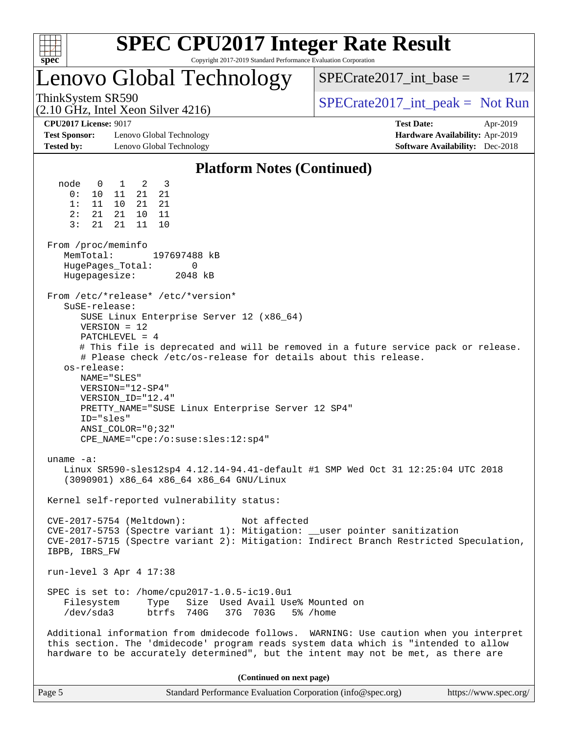## Platform Notes (Continued)

```
  node   0   1   2   3
    0:  10  11  21  21
    1:  11  10  21  21
    2:  21  21  10  11
    3:  21  21  11  10

From /proc/meminfo
   MemTotal:       197697488 kB
   HugePages_Total:       0
   Hugepagesize:       2048 kB

From /etc/*release* /etc/*version*
   SuSE-release:
      SUSE Linux Enterprise Server 12 (x86_64)
      VERSION = 12
      PATCHLEVEL = 4
      # This file is deprecated and will be removed in a future service pack or release.
      # Please check /etc/os-release for details about this release.
   os-release:
      NAME="SLES"
      VERSION="12-SP4"
      VERSION_ID="12.4"
      PRETTY_NAME="SUSE Linux Enterprise Server 12 SP4"
      ID="sles"
      ANSI_COLOR="0;32"
      CPE_NAME="cpe:/o:suse:sles:12:sp4"

uname -a:
   Linux SR590-sles12sp4 4.12.14-94.41-default #1 SMP Wed Oct 31 12:25:04 UTC 2018
   (3090901) x86_64 x86_64 x86_64 GNU/Linux

Kernel self-reported vulnerability status:

CVE-2017-5754 (Meltdown):          Not affected
CVE-2017-5753 (Spectre variant 1): Mitigation: __user pointer sanitization
CVE-2017-5715 (Spectre variant 2): Mitigation: Indirect Branch Restricted Speculation,
IBPB, IBRS_FW

run-level 3 Apr 4 17:38

SPEC is set to: /home/cpu2017-1.0.5-ic19.0u1
   Filesystem     Type   Size  Used Avail Use% Mounted on
   /dev/sda3      btrfs  740G   37G  703G   5% /home

Additional information from dmidecode follows.  WARNING: Use caution when you interpret
this section. The 'dmidecode' program reads system data which is "intended to allow
hardware to be accurately determined", but the intent may not be met, as there are
```

**(Continued on next page)**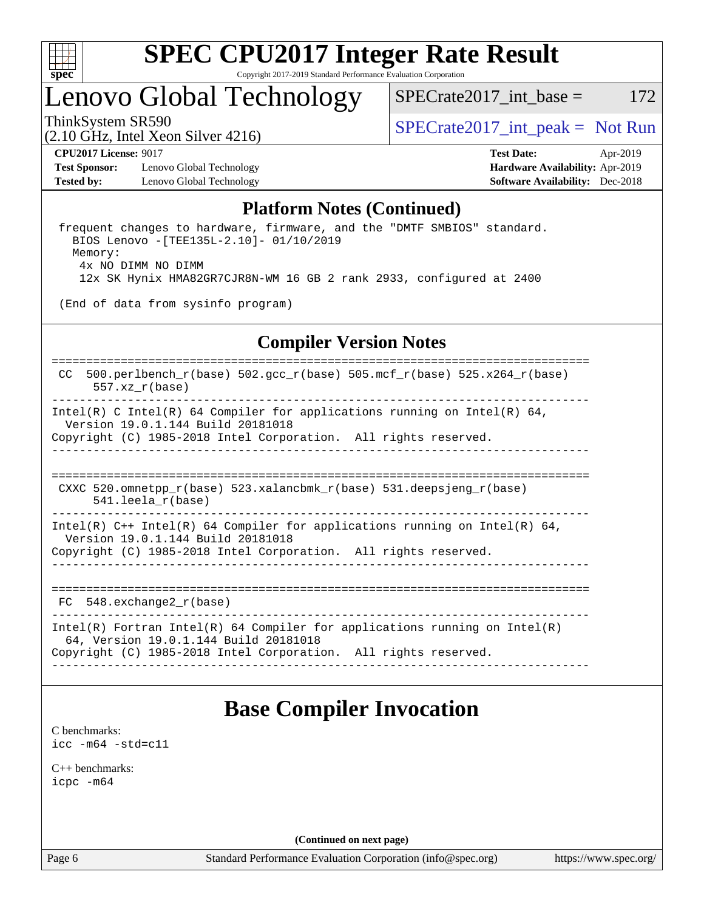## Platform Notes (Continued)

```
 frequent changes to hardware, firmware, and the "DMTF SMBIOS" standard.
   BIOS Lenovo -[TEE135L-2.10]- 01/10/2019
   Memory:
    4x NO DIMM NO DIMM
    12x SK Hynix HMA82GR7CJR8N-WM 16 GB 2 rank 2933, configured at 2400

 (End of data from sysinfo program)
```

## Compiler Version Notes

```
==============================================================================
 CC  500.perlbench_r(base) 502.gcc_r(base) 505.mcf_r(base) 525.x264_r(base)
      557.xz_r(base)
------------------------------------------------------------------------------
Intel(R) C Intel(R) 64 Compiler for applications running on Intel(R) 64,
  Version 19.0.1.144 Build 20181018
Copyright (C) 1985-2018 Intel Corporation.  All rights reserved.
------------------------------------------------------------------------------

==============================================================================
 CXXC 520.omnetpp_r(base) 523.xalancbmk_r(base) 531.deepsjeng_r(base)
      541.leela_r(base)
------------------------------------------------------------------------------
Intel(R) C++ Intel(R) 64 Compiler for applications running on Intel(R) 64,
  Version 19.0.1.144 Build 20181018
Copyright (C) 1985-2018 Intel Corporation.  All rights reserved.
------------------------------------------------------------------------------

==============================================================================
 FC  548.exchange2_r(base)
------------------------------------------------------------------------------
Intel(R) Fortran Intel(R) 64 Compiler for applications running on Intel(R)
  64, Version 19.0.1.144 Build 20181018
Copyright (C) 1985-2018 Intel Corporation.  All rights reserved.
------------------------------------------------------------------------------
```

# Base Compiler Invocation

C benchmarks:
`icc -m64 -std=c11`

C++ benchmarks:
`icpc -m64`

**(Continued on next page)**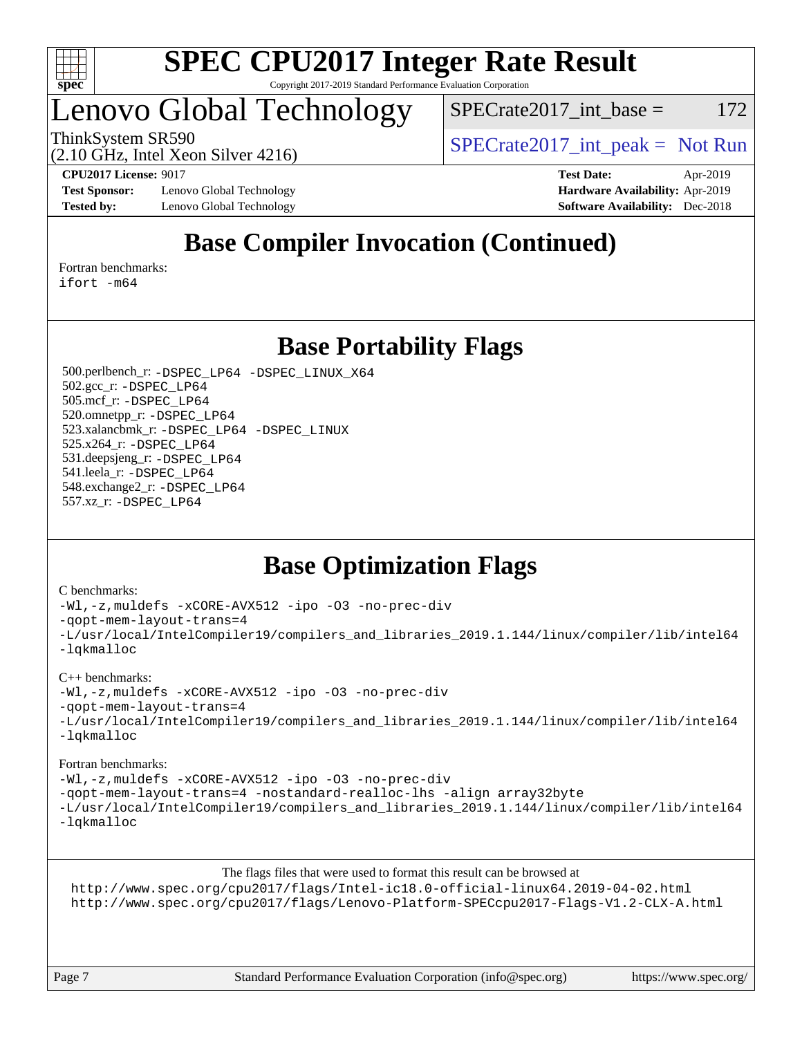# SPEC CPU2017 Integer Rate Result

Copyright 2017-2019 Standard Performance Evaluation Corporation

## Lenovo Global Technology

ThinkSystem SR590
(2.10 GHz, Intel Xeon Silver 4216)

SPECrate2017_int_base = 172

SPECrate2017_int_peak = Not Run

**CPU2017 License:** 9017
**Test Sponsor:** Lenovo Global Technology
**Tested by:** Lenovo Global Technology

**Test Date:** Apr-2019
**Hardware Availability:** Apr-2019
**Software Availability:** Dec-2018

## Base Compiler Invocation (Continued)

Fortran benchmarks:
```
ifort -m64
```

## Base Portability Flags

500.perlbench_r: `-DSPEC_LP64 -DSPEC_LINUX_X64`
502.gcc_r: `-DSPEC_LP64`
505.mcf_r: `-DSPEC_LP64`
520.omnetpp_r: `-DSPEC_LP64`
523.xalancbmk_r: `-DSPEC_LP64 -DSPEC_LINUX`
525.x264_r: `-DSPEC_LP64`
531.deepsjeng_r: `-DSPEC_LP64`
541.leela_r: `-DSPEC_LP64`
548.exchange2_r: `-DSPEC_LP64`
557.xz_r: `-DSPEC_LP64`

## Base Optimization Flags

C benchmarks:
```
-Wl,-z,muldefs -xCORE-AVX512 -ipo -O3 -no-prec-div
-qopt-mem-layout-trans=4
-L/usr/local/IntelCompiler19/compilers_and_libraries_2019.1.144/linux/compiler/lib/intel64
-lqkmalloc
```

C++ benchmarks:
```
-Wl,-z,muldefs -xCORE-AVX512 -ipo -O3 -no-prec-div
-qopt-mem-layout-trans=4
-L/usr/local/IntelCompiler19/compilers_and_libraries_2019.1.144/linux/compiler/lib/intel64
-lqkmalloc
```

Fortran benchmarks:
```
-Wl,-z,muldefs -xCORE-AVX512 -ipo -O3 -no-prec-div
-qopt-mem-layout-trans=4 -nostandard-realloc-lhs -align array32byte
-L/usr/local/IntelCompiler19/compilers_and_libraries_2019.1.144/linux/compiler/lib/intel64
-lqkmalloc
```

The flags files that were used to format this result can be browsed at
http://www.spec.org/cpu2017/flags/Intel-ic18.0-official-linux64.2019-04-02.html
http://www.spec.org/cpu2017/flags/Lenovo-Platform-SPECcpu2017-Flags-V1.2-CLX-A.html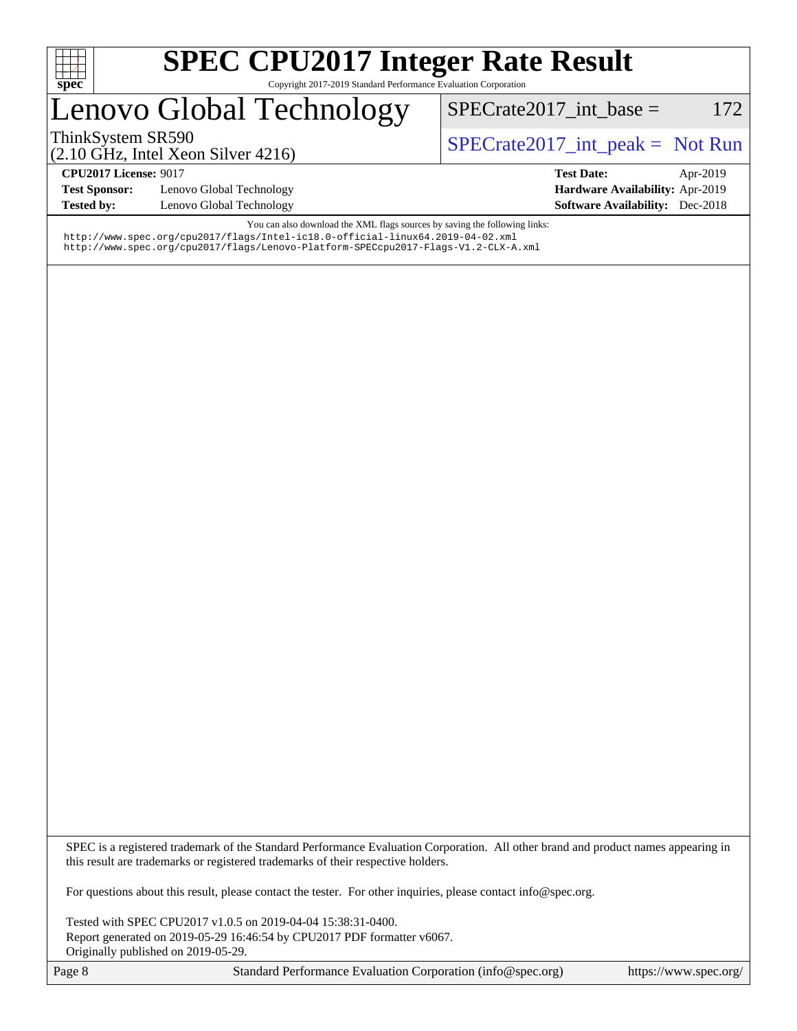# SPEC CPU2017 Integer Rate Result

Copyright 2017-2019 Standard Performance Evaluation Corporation

# Lenovo Global Technology

ThinkSystem SR590
(2.10 GHz, Intel Xeon Silver 4216)

SPECrate2017_int_base = 172

SPECrate2017_int_peak = Not Run

**CPU2017 License:** 9017
**Test Sponsor:** Lenovo Global Technology
**Tested by:** Lenovo Global Technology

**Test Date:** Apr-2019
**Hardware Availability:** Apr-2019
**Software Availability:** Dec-2018

You can also download the XML flags sources by saving the following links:

```
http://www.spec.org/cpu2017/flags/Intel-ic18.0-official-linux64.2019-04-02.xml
http://www.spec.org/cpu2017/flags/Lenovo-Platform-SPECcpu2017-Flags-V1.2-CLX-A.xml
```

SPEC is a registered trademark of the Standard Performance Evaluation Corporation. All other brand and product names appearing in this result are trademarks or registered trademarks of their respective holders.

For questions about this result, please contact the tester. For other inquiries, please contact info@spec.org.

Tested with SPEC CPU2017 v1.0.5 on 2019-04-04 15:38:31-0400.
Report generated on 2019-05-29 16:46:54 by CPU2017 PDF formatter v6067.
Originally published on 2019-05-29.